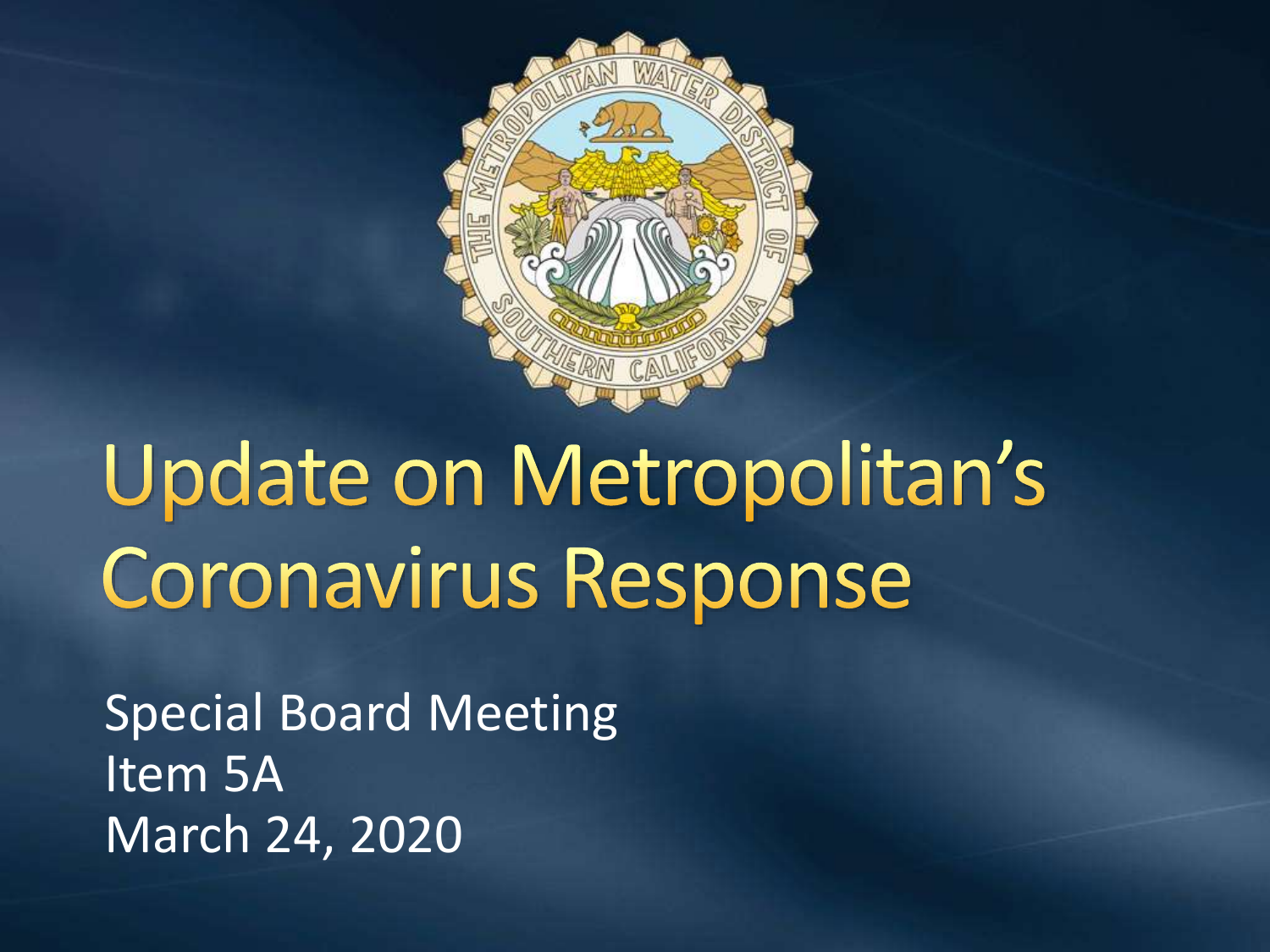# Update on Metropolitan's Coronavirus Response

Special Board Meeting
Item 5A
March 24, 2020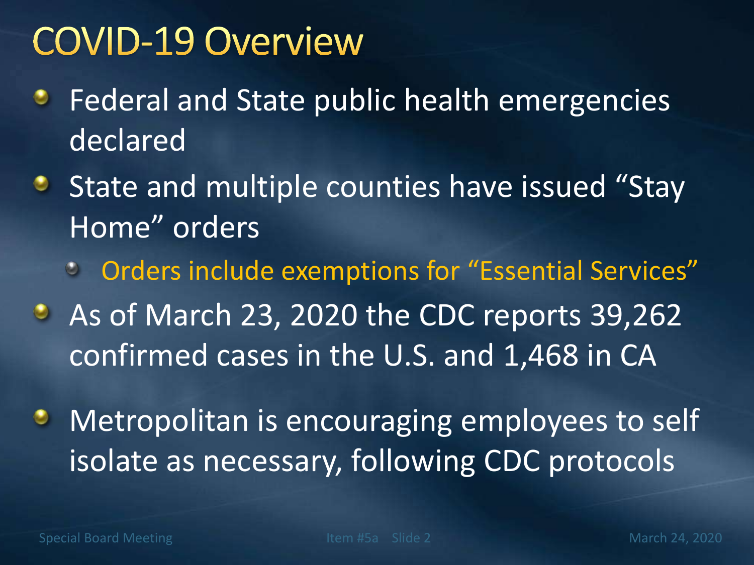# COVID-19 Overview

- Federal and State public health emergencies declared
- State and multiple counties have issued "Stay Home" orders
  - Orders include exemptions for "Essential Services"
- As of March 23, 2020 the CDC reports 39,262 confirmed cases in the U.S. and 1,468 in CA
- Metropolitan is encouraging employees to self isolate as necessary, following CDC protocols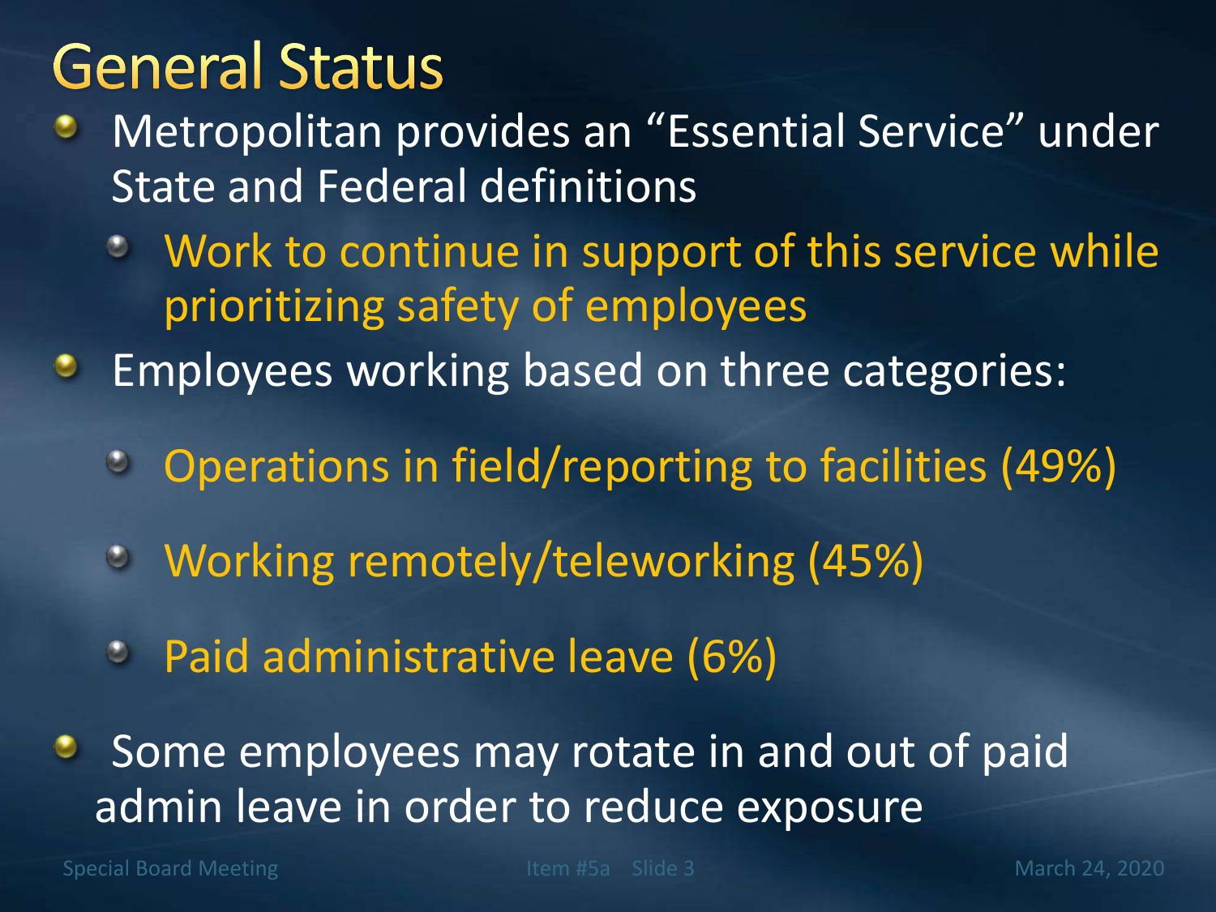# General Status

- Metropolitan provides an "Essential Service" under State and Federal definitions
  - Work to continue in support of this service while prioritizing safety of employees
- Employees working based on three categories:
  - Operations in field/reporting to facilities (49%)
  - Working remotely/teleworking (45%)
  - Paid administrative leave (6%)
- Some employees may rotate in and out of paid admin leave in order to reduce exposure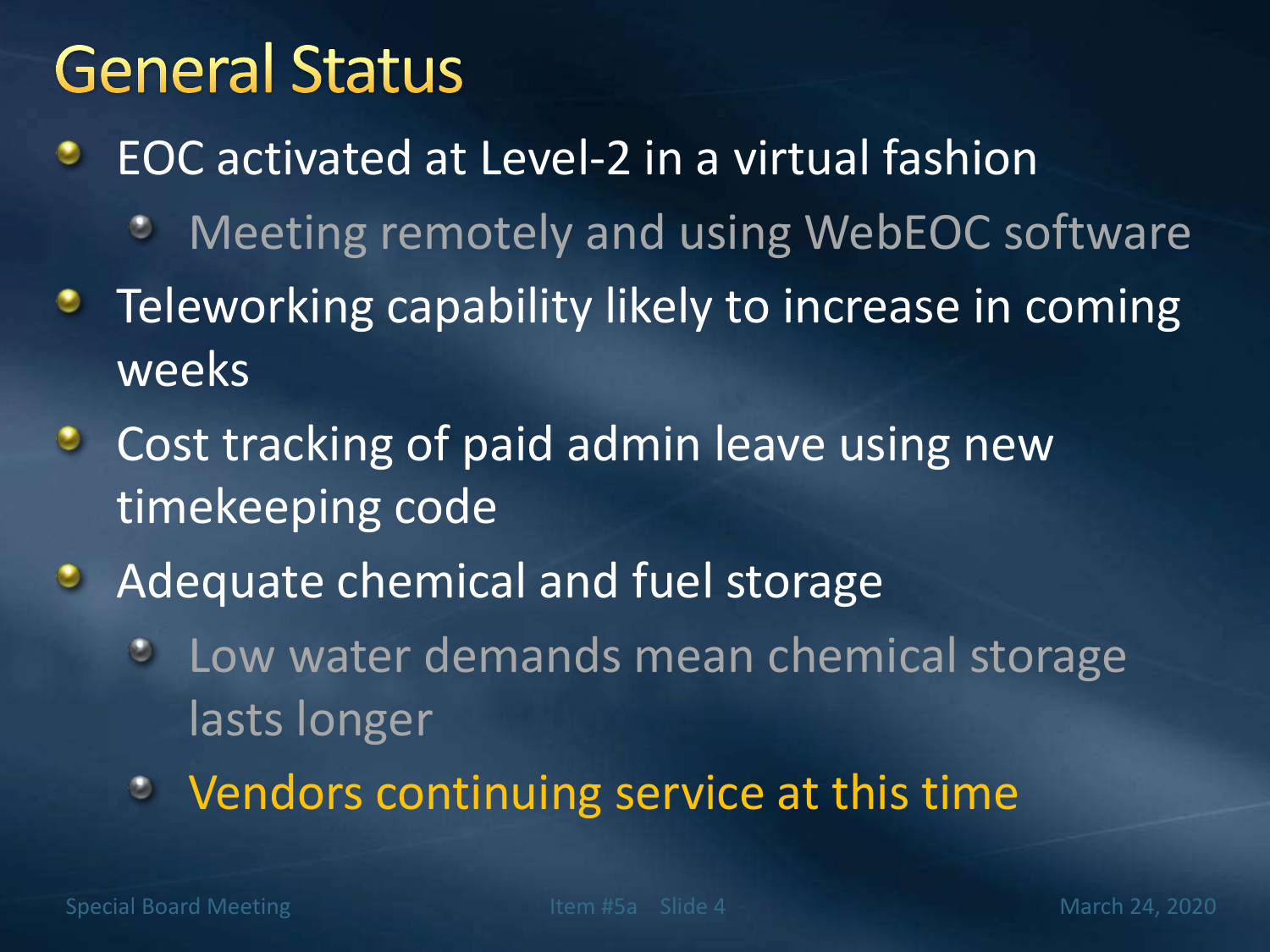# General Status

- EOC activated at Level-2 in a virtual fashion
  - Meeting remotely and using WebEOC software
- Teleworking capability likely to increase in coming weeks
- Cost tracking of paid admin leave using new timekeeping code
- Adequate chemical and fuel storage
  - Low water demands mean chemical storage lasts longer
  - Vendors continuing service at this time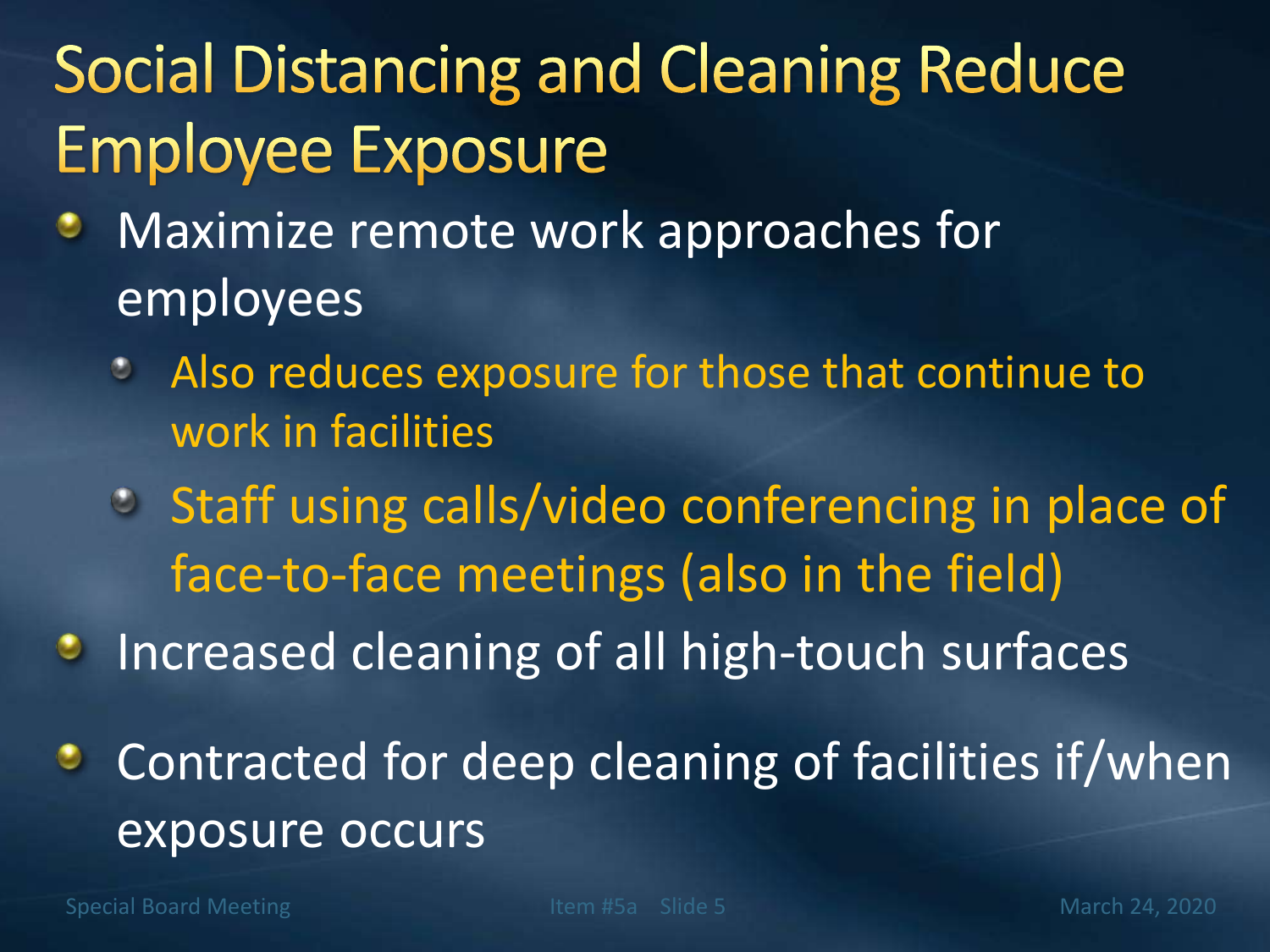# Social Distancing and Cleaning Reduce Employee Exposure

- Maximize remote work approaches for employees
  - Also reduces exposure for those that continue to work in facilities
  - Staff using calls/video conferencing in place of face-to-face meetings (also in the field)
- Increased cleaning of all high-touch surfaces
- Contracted for deep cleaning of facilities if/when exposure occurs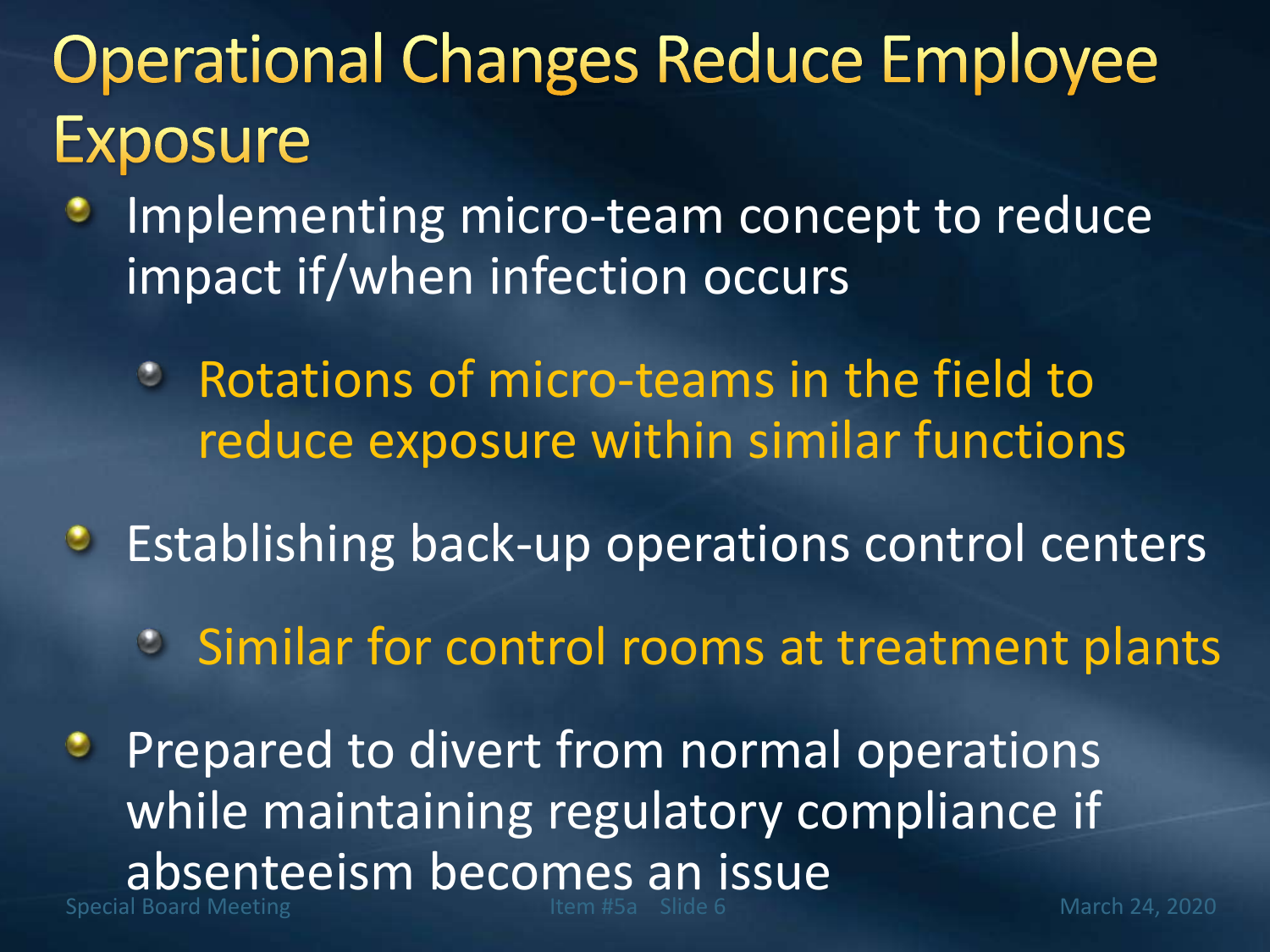# Operational Changes Reduce Employee Exposure

- Implementing micro-team concept to reduce impact if/when infection occurs
  - Rotations of micro-teams in the field to reduce exposure within similar functions
- Establishing back-up operations control centers
  - Similar for control rooms at treatment plants
- Prepared to divert from normal operations while maintaining regulatory compliance if absenteeism becomes an issue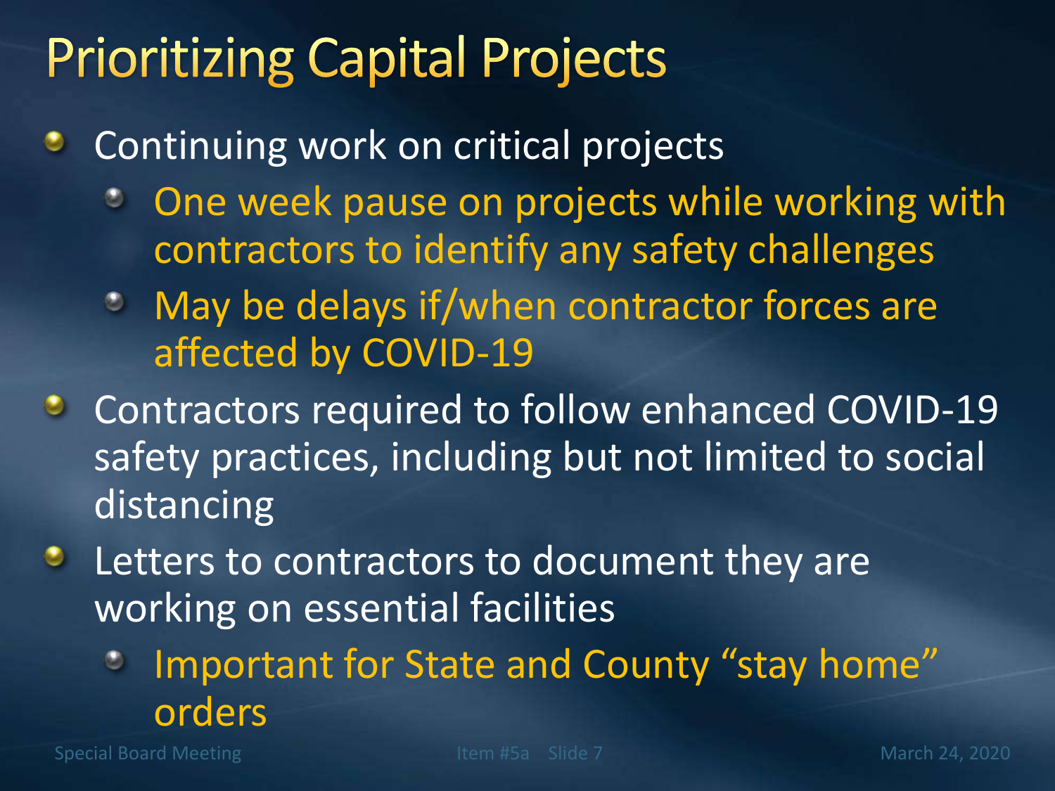# Prioritizing Capital Projects

- Continuing work on critical projects
  - One week pause on projects while working with contractors to identify any safety challenges
  - May be delays if/when contractor forces are affected by COVID-19
- Contractors required to follow enhanced COVID-19 safety practices, including but not limited to social distancing
- Letters to contractors to document they are working on essential facilities
  - Important for State and County "stay home" orders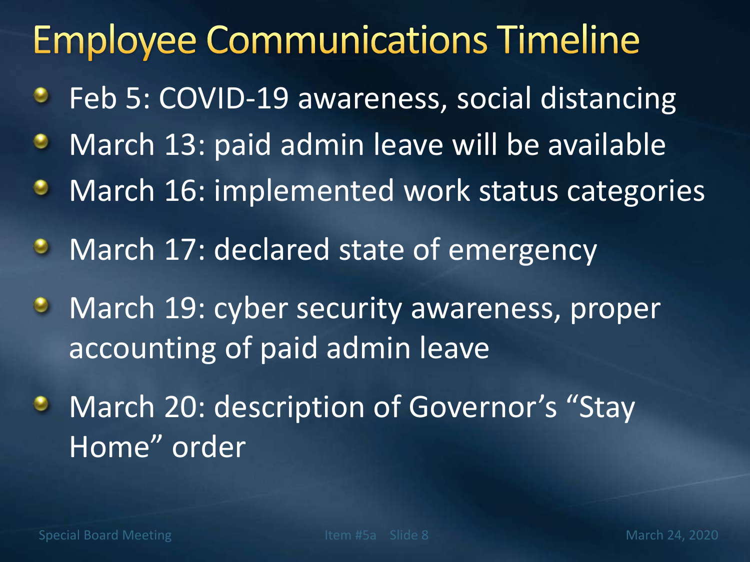# Employee Communications Timeline

- Feb 5: COVID-19 awareness, social distancing
- March 13: paid admin leave will be available
- March 16: implemented work status categories
- March 17: declared state of emergency
- March 19: cyber security awareness, proper accounting of paid admin leave
- March 20: description of Governor's "Stay Home" order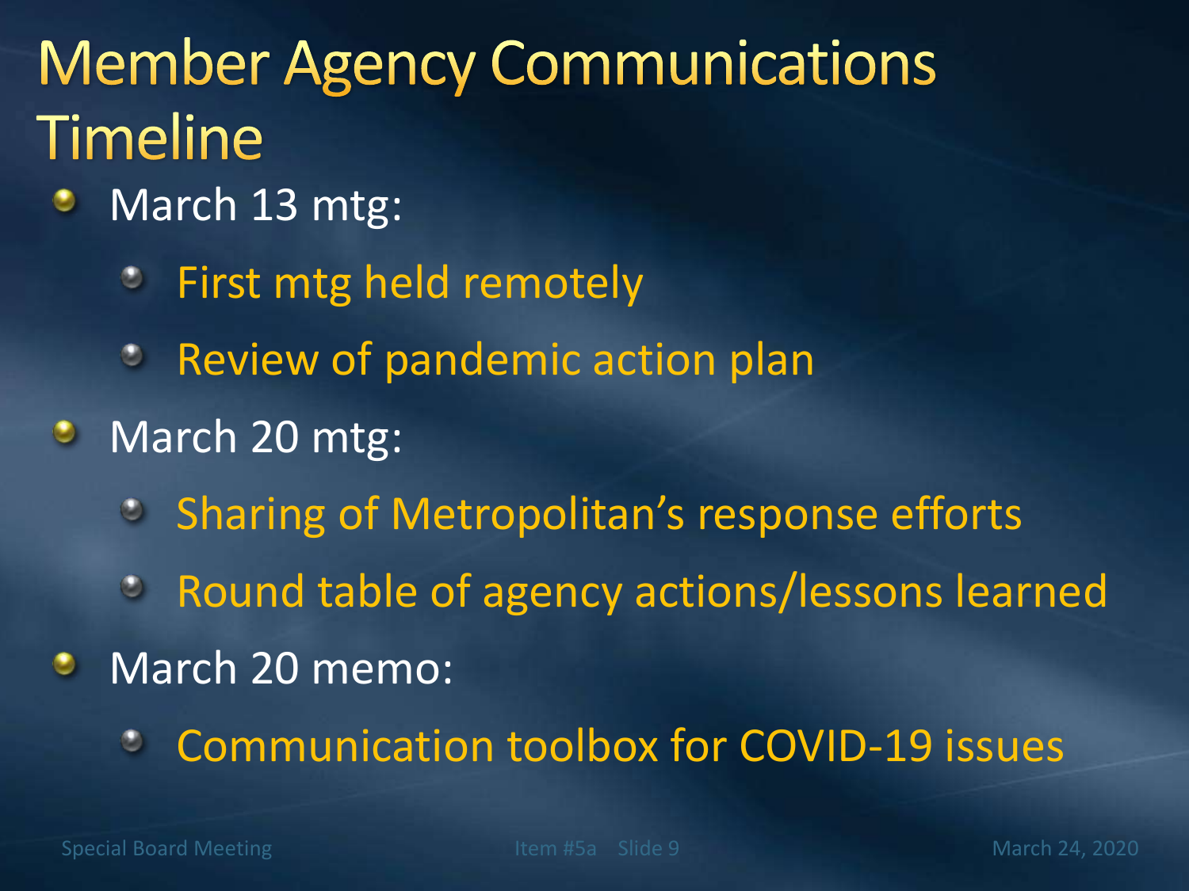# Member Agency Communications Timeline

- March 13 mtg:
  - First mtg held remotely
  - Review of pandemic action plan
- March 20 mtg:
  - Sharing of Metropolitan's response efforts
  - Round table of agency actions/lessons learned
- March 20 memo:
  - Communication toolbox for COVID-19 issues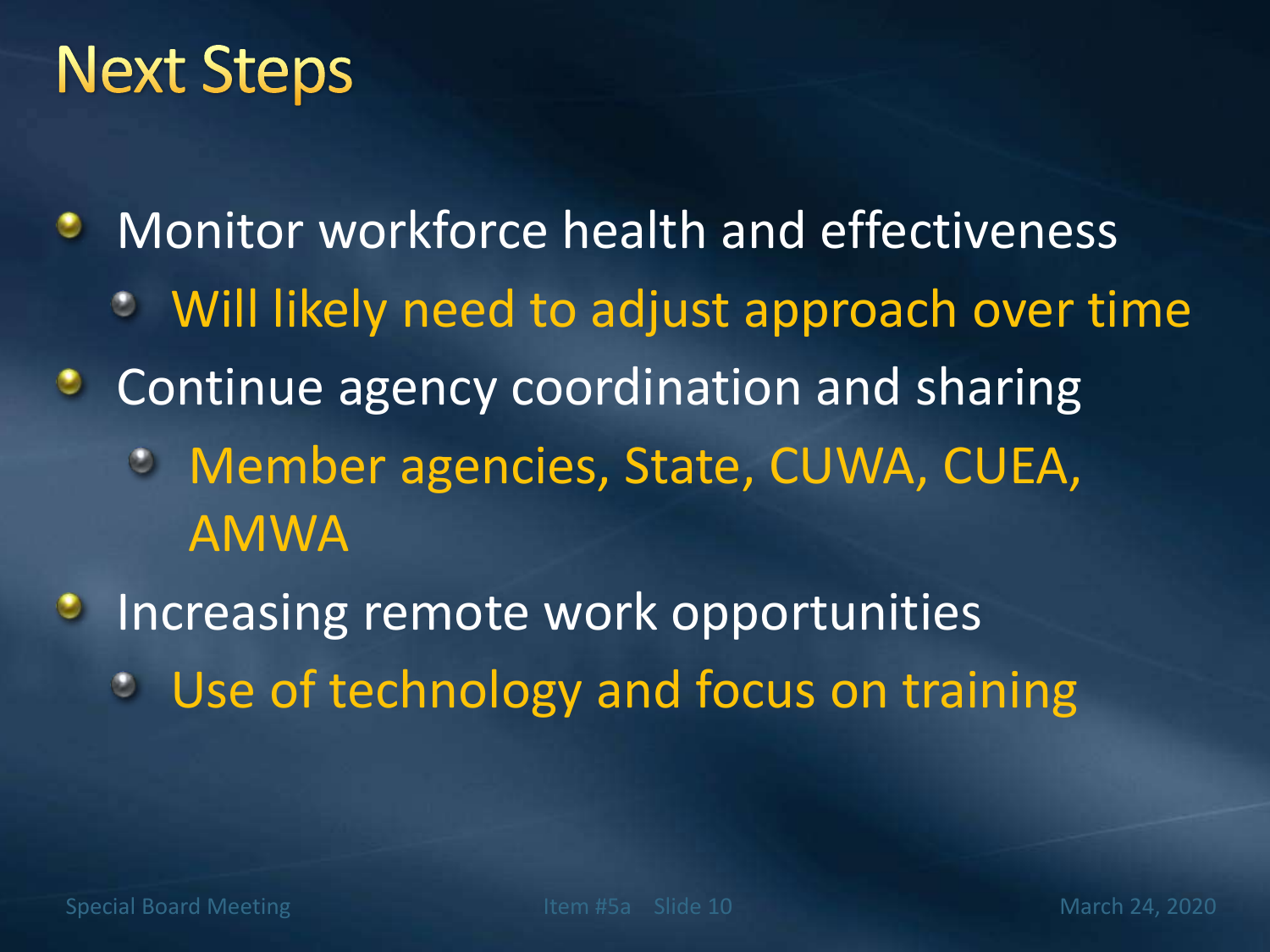# Next Steps

- Monitor workforce health and effectiveness
  - Will likely need to adjust approach over time
- Continue agency coordination and sharing
  - Member agencies, State, CUWA, CUEA, AMWA
- Increasing remote work opportunities
  - Use of technology and focus on training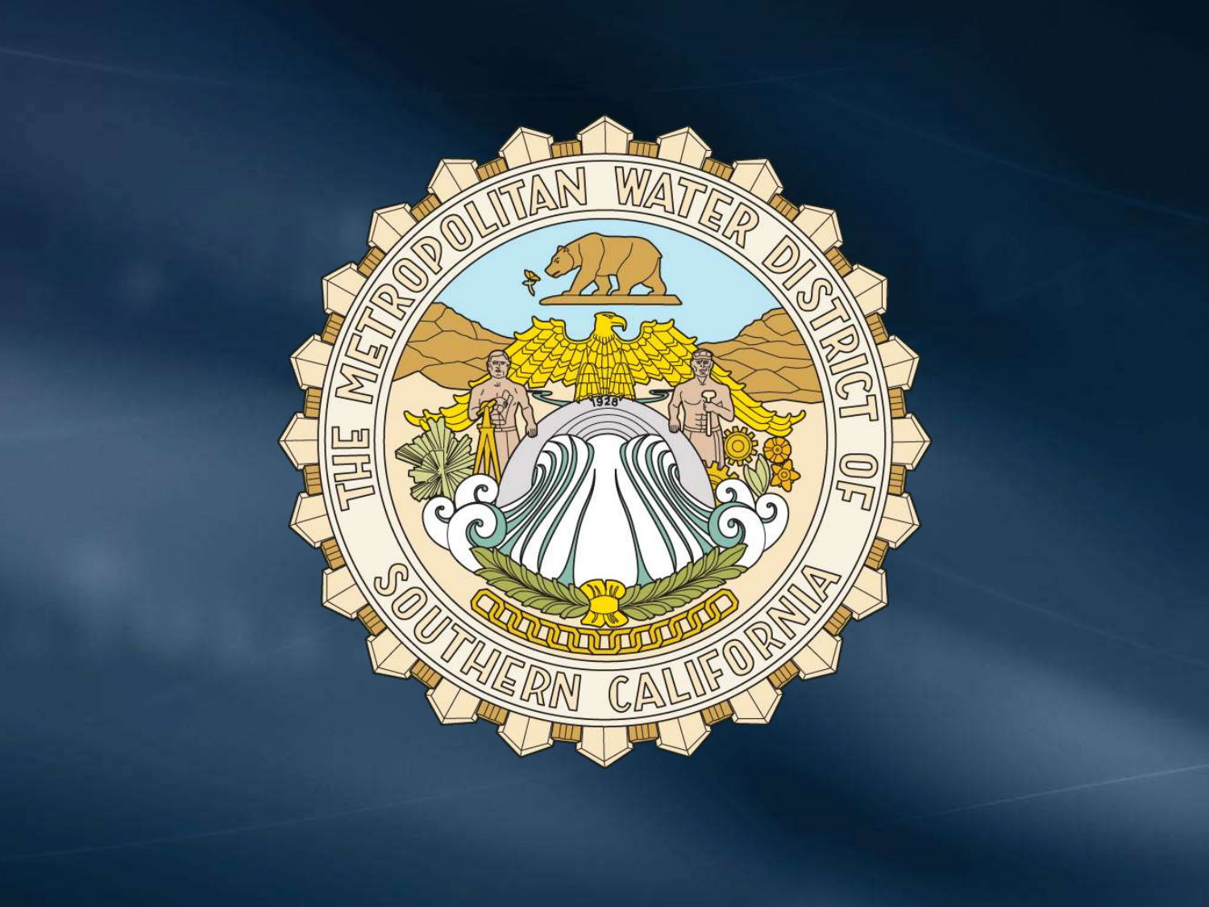THE METROPOLITAN WATER DISTRICT OF SOUTHERN CALIFORNIA

1928